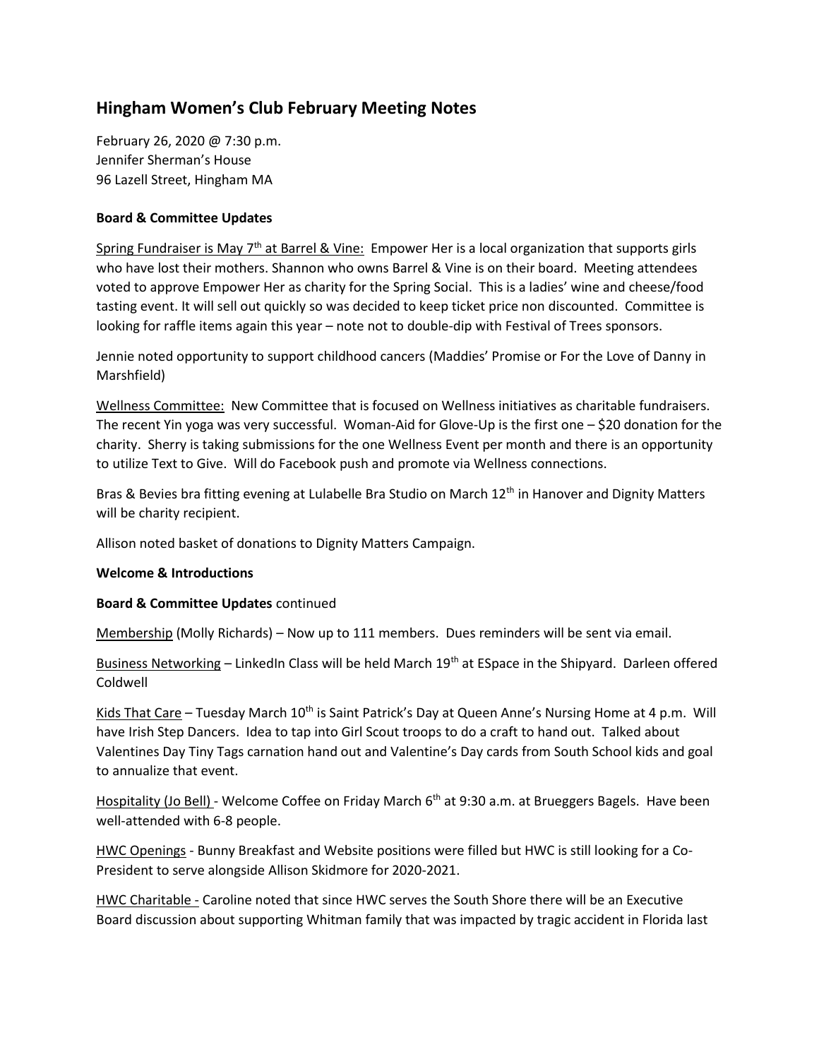# Hingham Women's Club February Meeting Notes

February 26, 2020 @ 7:30 p.m.
Jennifer Sherman's House
96 Lazell Street, Hingham MA

**Board & Committee Updates**

Spring Fundraiser is May 7th at Barrel & Vine: Empower Her is a local organization that supports girls who have lost their mothers. Shannon who owns Barrel & Vine is on their board. Meeting attendees voted to approve Empower Her as charity for the Spring Social. This is a ladies' wine and cheese/food tasting event. It will sell out quickly so was decided to keep ticket price non discounted. Committee is looking for raffle items again this year – note not to double-dip with Festival of Trees sponsors.

Jennie noted opportunity to support childhood cancers (Maddies' Promise or For the Love of Danny in Marshfield)

Wellness Committee: New Committee that is focused on Wellness initiatives as charitable fundraisers. The recent Yin yoga was very successful. Woman-Aid for Glove-Up is the first one – $20 donation for the charity. Sherry is taking submissions for the one Wellness Event per month and there is an opportunity to utilize Text to Give. Will do Facebook push and promote via Wellness connections.

Bras & Bevies bra fitting evening at Lulabelle Bra Studio on March 12th in Hanover and Dignity Matters will be charity recipient.

Allison noted basket of donations to Dignity Matters Campaign.

**Welcome & Introductions**

**Board & Committee Updates** continued

Membership (Molly Richards) – Now up to 111 members. Dues reminders will be sent via email.

Business Networking – LinkedIn Class will be held March 19th at ESpace in the Shipyard. Darleen offered Coldwell

Kids That Care – Tuesday March 10th is Saint Patrick's Day at Queen Anne's Nursing Home at 4 p.m. Will have Irish Step Dancers. Idea to tap into Girl Scout troops to do a craft to hand out. Talked about Valentines Day Tiny Tags carnation hand out and Valentine's Day cards from South School kids and goal to annualize that event.

Hospitality (Jo Bell) - Welcome Coffee on Friday March 6th at 9:30 a.m. at Brueggers Bagels. Have been well-attended with 6-8 people.

HWC Openings - Bunny Breakfast and Website positions were filled but HWC is still looking for a Co-President to serve alongside Allison Skidmore for 2020-2021.

HWC Charitable - Caroline noted that since HWC serves the South Shore there will be an Executive Board discussion about supporting Whitman family that was impacted by tragic accident in Florida last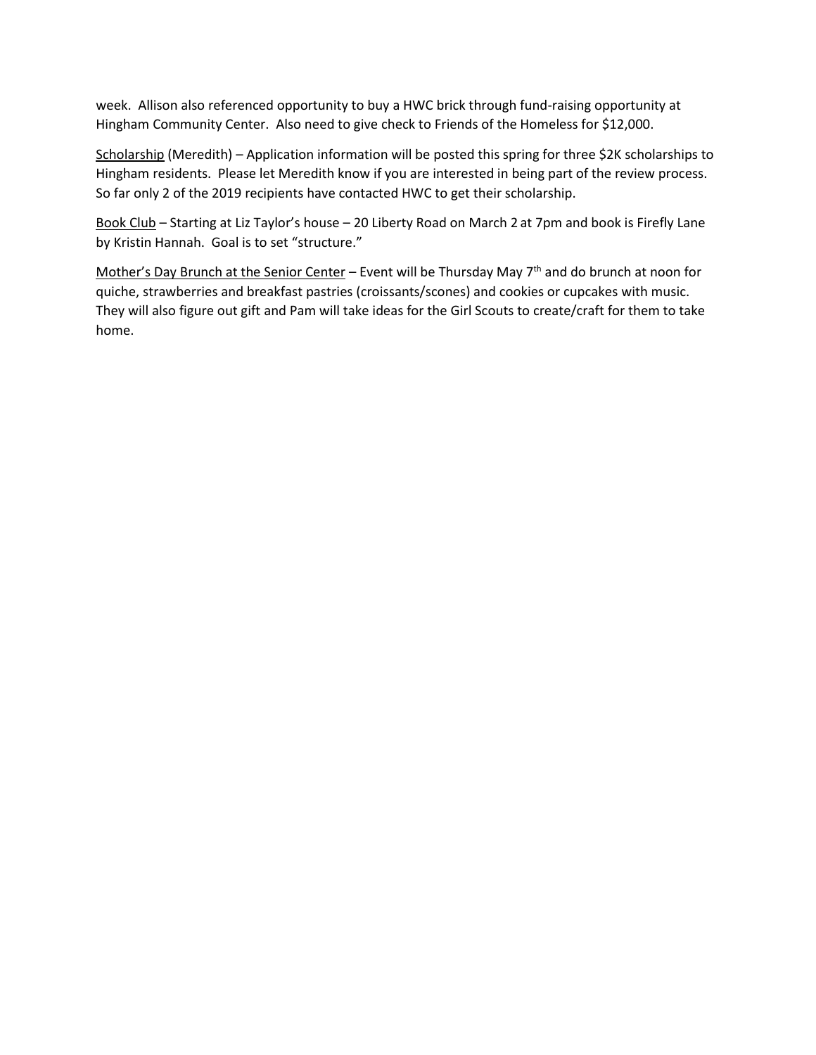week. Allison also referenced opportunity to buy a HWC brick through fund-raising opportunity at Hingham Community Center. Also need to give check to Friends of the Homeless for $12,000.

<u>Scholarship</u> (Meredith) – Application information will be posted this spring for three $2K scholarships to Hingham residents. Please let Meredith know if you are interested in being part of the review process. So far only 2 of the 2019 recipients have contacted HWC to get their scholarship.

<u>Book Club</u> – Starting at Liz Taylor's house – 20 Liberty Road on March 2 at 7pm and book is Firefly Lane by Kristin Hannah. Goal is to set "structure."

<u>Mother's Day Brunch at the Senior Center</u> – Event will be Thursday May 7th and do brunch at noon for quiche, strawberries and breakfast pastries (croissants/scones) and cookies or cupcakes with music. They will also figure out gift and Pam will take ideas for the Girl Scouts to create/craft for them to take home.